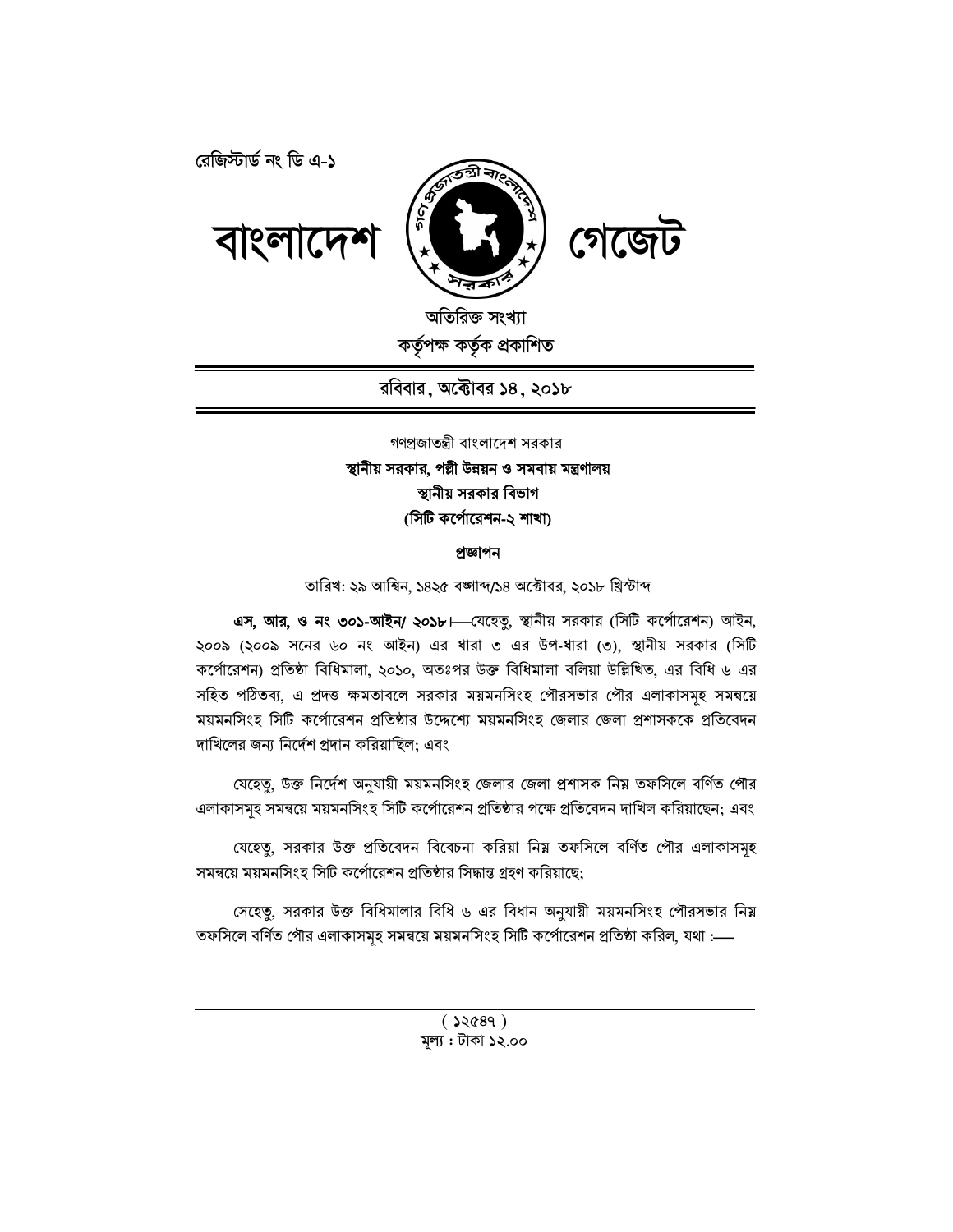রেজিস্টার্ড নং ডি এ-১

# বাংলাদেশ গেজেট

অতিরিক্ত সংখ্যা
কর্তৃপক্ষ কর্তৃক প্রকাশিত

**রবিবার, অক্টোবর ১৪, ২০১৮**

গণপ্রজাতন্ত্রী বাংলাদেশ সরকার
**স্থানীয় সরকার, পল্লী উন্নয়ন ও সমবায় মন্ত্রণালয়**
**স্থানীয় সরকার বিভাগ**
**(সিটি কর্পোরেশন-২ শাখা)**

**প্রজ্ঞাপন**

তারিখ: ২৯ আশ্বিন, ১৪২৫ বঙ্গাব্দ/১৪ অক্টোবর, ২০১৮ খ্রিস্টাব্দ

**এস, আর, ও নং ৩০১-আইন/ ২০১৮।**—যেহেতু, স্থানীয় সরকার (সিটি কর্পোরেশন) আইন, ২০০৯ (২০০৯ সনের ৬০ নং আইন) এর ধারা ৩ এর উপ-ধারা (৩), স্থানীয় সরকার (সিটি কর্পোরেশন) প্রতিষ্ঠা বিধিমালা, ২০১০, অতঃপর উক্ত বিধিমালা বলিয়া উল্লিখিত, এর বিধি ৬ এর সহিত পঠিতব্য, এ প্রদত্ত ক্ষমতাবলে সরকার ময়মনসিংহ পৌরসভার পৌর এলাকাসমূহ সমন্বয়ে ময়মনসিংহ সিটি কর্পোরেশন প্রতিষ্ঠার উদ্দেশ্যে ময়মনসিংহ জেলার জেলা প্রশাসককে প্রতিবেদন দাখিলের জন্য নির্দেশ প্রদান করিয়াছিল; এবং

যেহেতু, উক্ত নির্দেশ অনুযায়ী ময়মনসিংহ জেলার জেলা প্রশাসক নিম্ন তফসিলে বর্ণিত পৌর এলাকাসমূহ সমন্বয়ে ময়মনসিংহ সিটি কর্পোরেশন প্রতিষ্ঠার পক্ষে প্রতিবেদন দাখিল করিয়াছেন; এবং

যেহেতু, সরকার উক্ত প্রতিবেদন বিবেচনা করিয়া নিম্ন তফসিলে বর্ণিত পৌর এলাকাসমূহ সমন্বয়ে ময়মনসিংহ সিটি কর্পোরেশন প্রতিষ্ঠার সিদ্ধান্ত গ্রহণ করিয়াছে;

সেহেতু, সরকার উক্ত বিধিমালার বিধি ৬ এর বিধান অনুযায়ী ময়মনসিংহ পৌরসভার নিম্ন তফসিলে বর্ণিত পৌর এলাকাসমূহ সমন্বয়ে ময়মনসিংহ সিটি কর্পোরেশন প্রতিষ্ঠা করিল, যথা :—

( ১২৫৪৭ )
মূল্য : টাকা ১২.০০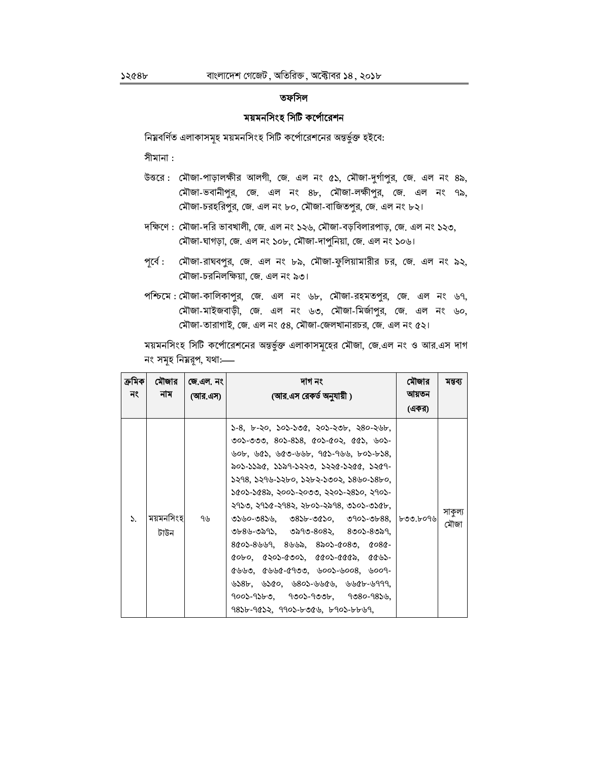## তফসিল

## ময়মনসিংহ সিটি কর্পোরেশন

নিম্নবর্ণিত এলাকাসমূহ ময়মনসিংহ সিটি কর্পোরেশনের অন্তর্ভুক্ত হইবে:

সীমানা :

উত্তরে : মৌজা-পাড়ালক্ষীর আলগী, জে. এল নং ৫১, মৌজা-দুর্গাপুর, জে. এল নং ৪৯, মৌজা-ভবানীপুর, জে. এল নং ৪৮, মৌজা-লক্ষীপুর, জে. এল নং ৭৯, মৌজা-চরহরিপুর, জে. এল নং ৮০, মৌজা-বাজিতপুর, জে. এল নং ৮২।

দক্ষিণে : মৌজা-দরি ভাবখালী, জে. এল নং ১২৬, মৌজা-বড়বিলারপাড়, জে. এল নং ১২৩, মৌজা-ঘাগড়া, জে. এল নং ১০৮, মৌজা-দাপুনিয়া, জে. এল নং ১০৬।

পূর্বে : মৌজা-রাঘবপুর, জে. এল নং ৮৯, মৌজা-ফুলিয়ামারীর চর, জে. এল নং ৯২, মৌজা-চরনিলক্ষিয়া, জে. এল নং ৯৩।

পশ্চিমে : মৌজা-কালিকাপুর, জে. এল নং ৬৮, মৌজা-রহমতপুর, জে. এল নং ৬৭, মৌজা-মাইজবাড়ী, জে. এল নং ৬৩, মৌজা-মির্জাপুর, জে. এল নং ৬০, মৌজা-তারাগাই, জে. এল নং ৫৪, মৌজা-জেলখানারচর, জে. এল নং ৫২।

ময়মনসিংহ সিটি কর্পোরেশনের অন্তর্ভুক্ত এলাকাসমূহের মৌজা, জে.এল নং ও আর.এস দাগ নং সমূহ নিম্নরূপ, যথা:—

| ক্রমিক নং | মৌজার নাম | জে.এল. নং (আর.এস) | দাগ নং (আর.এস রেকর্ড অনুযায়ী ) | মৌজার আয়তন (একর) | মন্তব্য |
|---|---|---|---|---|---|
| ১. | ময়মনসিংহ টাউন | ৭৬ | ১-৪, ৮-২০, ১০১-১৩৫, ২০১-২৩৮, ২৪০-২৬৮, ৩০১-৩৩৩, ৪০১-৪১৪, ৫০১-৫০২, ৫৫১, ৬০১-৬০৮, ৬৫১, ৬৫৩-৬৬৮, ৭৫১-৭৬৬, ৮০১-৮১৪, ৯০১-১১৯৫, ১১৯৭-১২২৩, ১২২৫-১২৫৫, ১২৫৭-১২৭৪, ১২৭৬-১২৮০, ১২৮২-১৩০২, ১৪৬০-১৪৮০, ১৫০১-১৫৪৯, ২০০১-২০৩৩, ২২০১-২৪১০, ২৭০১-২৭১৩, ২৭১৫-২৭৪২, ২৮০১-২৯৭৪, ৩১০১-৩১৫৮, ৩১৬০-৩৪১৬, ৩৪১৮-৩৫১০, ৩৭০১-৩৮৪৪, ৩৮৪৬-৩৯৭১, ৩৯৭৩-৪০৪২, ৪৩০১-৪৩৯৭, ৪৫০১-৪৬৬৭, ৪৬৬৯, ৪৯০১-৫০৪৩, ৫০৪৫-৫০৮০, ৫২০১-৫৩০১, ৫৫০১-৫৫৫৯, ৫৫৬১-৫৬৬৩, ৫৬৬৫-৫৭৩৩, ৬০০১-৬০০৪, ৬০০৭-৬১৪৮, ৬১৫০, ৬৪০১-৬৬৫৬, ৬৬৫৮-৬৭৭৭, ৭০০১-৭১৮৩, ৭৩০১-৭৩৩৮, ৭৩৪০-৭৪১৬, ৭৪১৮-৭৫১২, ৭৭০১-৮৩৫৬, ৮৭০১-৮৮৬৭, | ৮৩৩.৮০৭৬ | সাকুল্য মৌজা |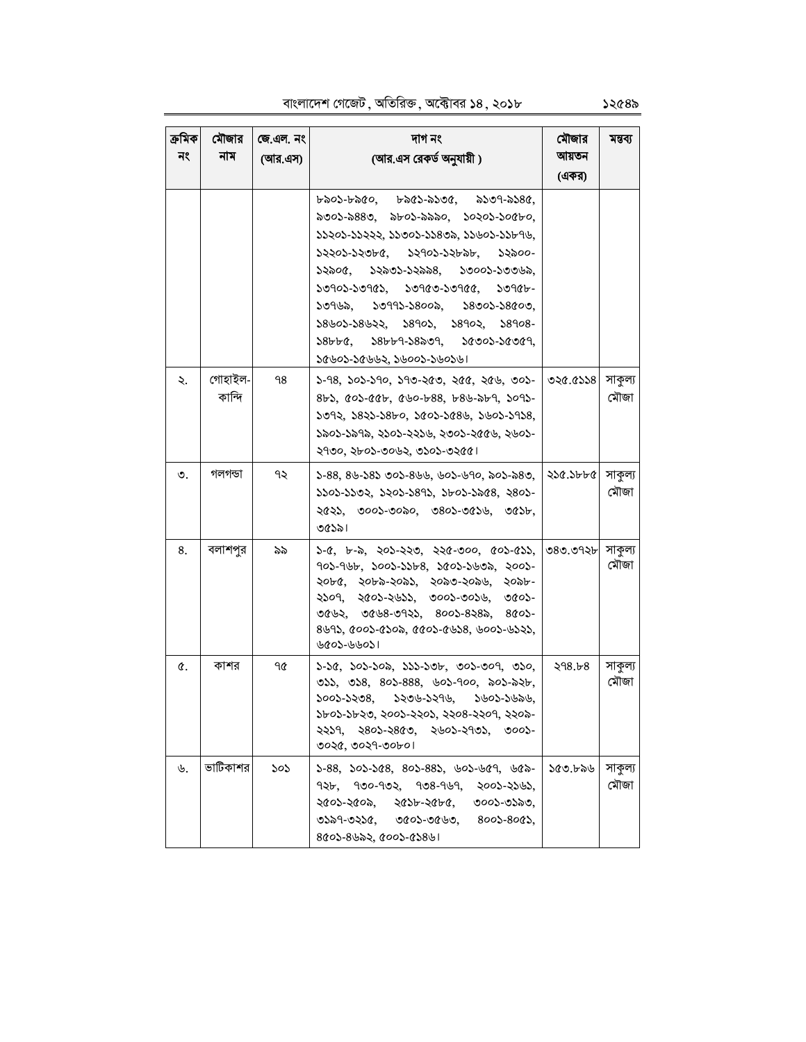| ক্রমিক নং | মৌজার নাম | জে.এল. নং (আর.এস) | দাগ নং (আর.এস রেকর্ড অনুযায়ী ) | মৌজার আয়তন (একর) | মন্তব্য |
|---|---|---|---|---|---|
| | | | ৮৯০১-৮৯৫০, ৮৯৫১-৯১৩৫, ৯১৩৭-৯১৪৫, ৯৩০১-৯৪৪৩, ৯৮০১-৯৯৯০, ১০২০১-১০৫৮০, ১১২০১-১১২২২, ১১৩০১-১১৪৩৯, ১১৬০১-১১৮৭৬, ১২২০১-১২৩৮৫, ১২৭০১-১২৮৯৮, ১২৯০০-১২৯০৫, ১২৯৩১-১২৯৯৪, ১৩০০১-১৩০৬৯, ১৩৭০১-১৩৭৫১, ১৩৭৫৩-১৩৭৫৫, ১৩৭৫৮-১৩৭৬৯, ১৩৭৭১-১৪০০৯, ১৪৩০১-১৪৫০৩, ১৪৬০১-১৪৬২২, ১৪৭০১, ১৪৭০২, ১৪৭০৪-১৪৮৮৫, ১৪৮৮৭-১৪৯৩৭, ১৫৩০১-১৫৩৫৭, ১৫৬০১-১৫৬৬২, ১৬০০১-১৬০১৬। | | |
| ২. | গোহাইল-কান্দি | ৭৪ | ১-৭৪, ১০১-১৭০, ১৭৩-২৫৩, ২৫৫, ২৫৬, ৩০১-৪৮১, ৫০১-৫৫৮, ৫৬০-৮৪৪, ৮৪৬-৯৮৭, ১০৭১-১০৭২, ১৪২১-১৪৮০, ১৫০১-১৫৪৬, ১৬০১-১৭১৪, ১৯০১-১৯৭৯, ২১০১-২২১৬, ২৩০১-২৫৫৬, ২৬০১-২৭৩০, ২৮০১-৩০৬২, ৩১০১-৩২৫৫। | ৩২৫.৫১১৪ | সাকুল্য মৌজা |
| ৩. | গলগন্ডা | ৭২ | ১-৪৪, ৪৬-১৪১ ৩০১-৪৬৬, ৬০১-৬৭০, ৯০১-৯৪৩, ১১০১-১১৩২, ১২০১-১৪৭১, ১৮০১-১৯৫৪, ২৪০১-২৫২১, ৩০০১-৩০৯০, ৩৪০১-৩৫১৬, ৩৫১৮, ৩৫১৯। | ২১৫.১৮৮৫ | সাকুল্য মৌজা |
| ৪. | বলাশপুর | ৯৯ | ১-৫, ৮-৯, ২০১-২২৩, ২২৫-৩০০, ৫০১-৫১১, ৭০১-৭৬৮, ১০০১-১১৮৪, ১৫০১-১৬৩৯, ২০০১-২০৮৫, ২০৮৯-২০৯১, ২০৯৩-২০৯৬, ২০৯৮-২১০৭, ২৫০১-২৬১১, ৩০০১-৩০১৬, ৩৫০১-৩৫৬২, ৩৫৬৪-৩৭২১, ৪০০১-৪২৪৯, ৪৫০১-৪৬৭১, ৫০০১-৫১০৯, ৫৫০১-৫৬১৪, ৬০০১-৬১২১, ৬৫০১-৬৬০১। | ৩৪৩.৩৭২৮ | সাকুল্য মৌজা |
| ৫. | কাশর | ৭৫ | ১-১৫, ১০১-১০৯, ১১১-১৩৮, ৩০১-৩০৭, ৩১০, ৩১১, ৩১৪, ৪০১-৪৪৪, ৬০১-৭০০, ৯০১-৯২৮, ১০০১-১২৩৪, ১২৩৬-১২৭৬, ১৬০১-১৬৯৬, ১৮০১-১৮২৩, ২০০১-২২০১, ২২০৪-২২০৭, ২২০৯-২২১৭, ২৪০১-২৪৫৩, ২৬০১-২৭৩১, ৩০০১-৩০২৫, ৩০২৭-৩০৮০। | ২৭৪.৮৪ | সাকুল্য মৌজা |
| ৬. | ভাটিকাশর | ১০১ | ১-৪৪, ১০১-১৫৪, ৪০১-৪৪১, ৬০১-৬৫৭, ৬৫৯-৭২৮, ৭৩০-৭৩২, ৭৩৪-৭৬৭, ২০০১-২১৬১, ২৫০১-২৫০৯, ২৫১৮-২৫৮৫, ৩০০১-৩১৯৩, ৩১৯৭-৩২১৫, ৩৫০১-৩৫৬৩, ৪০০১-৪০৫১, ৪৫০১-৪৬৯২, ৫০০১-৫১৪৬। | ১৫৩.৮৯৬ | সাকুল্য মৌজা |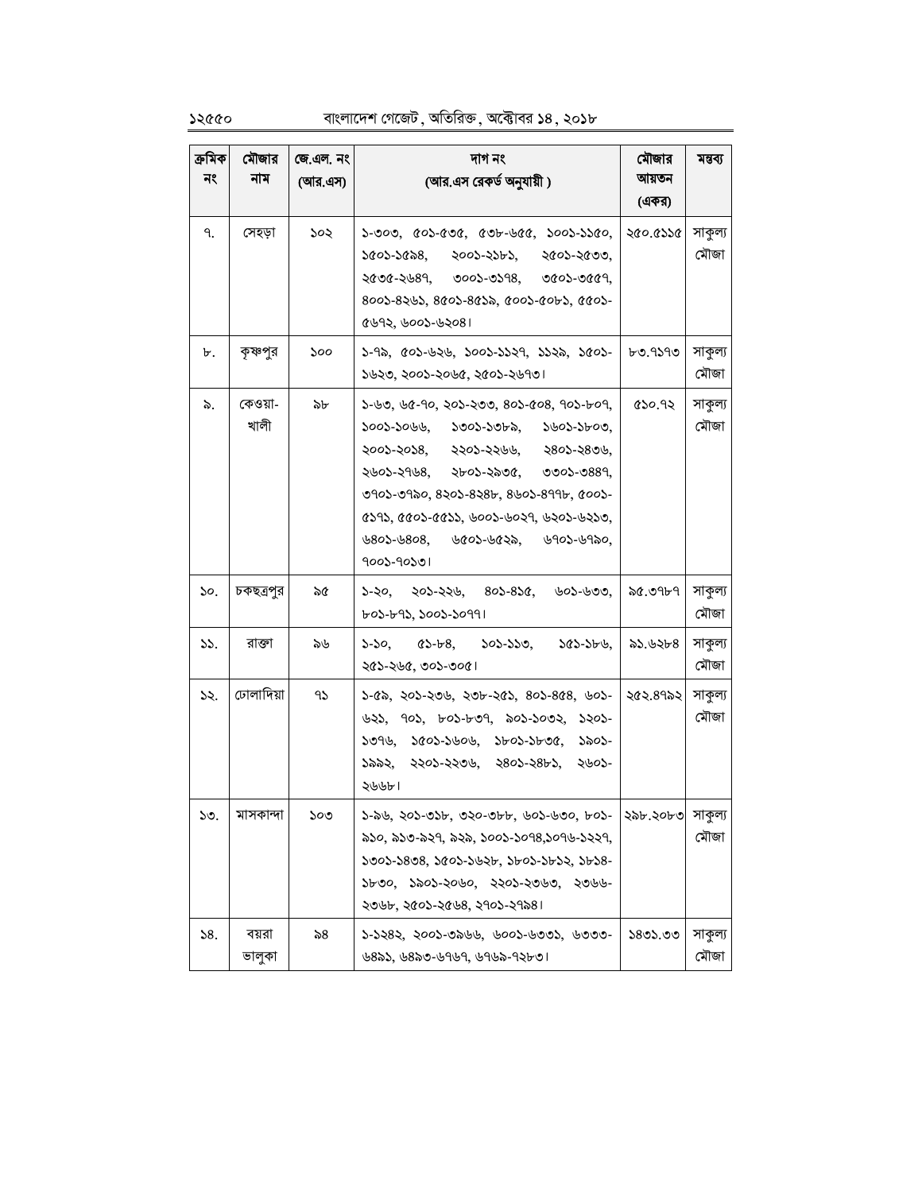| ক্রমিক নং | মৌজার নাম | জে.এল. নং (আর.এস) | দাগ নং (আর.এস রেকর্ড অনুযায়ী ) | মৌজার আয়তন (একর) | মন্তব্য |
|---|---|---|---|---|---|
| ৭. | সেহড়া | ১০২ | ১-৩০৩, ৫০১-৫৩৫, ৫৩৮-৬৫৫, ১০০১-১১৫০, ১৫০১-১৫৯৪, ২০০১-২১৮১, ২৫০১-২৫৩৩, ২৫৩৫-২৬৪৭, ৩০০১-৩১৭৪, ৩৫০১-৩৫৫৭, ৪০০১-৪২৬১, ৪৫০১-৪৫১৯, ৫০০১-৫০৮১, ৫৫০১-৫৬৭২, ৬০০১-৬২০৪। | ২৫০.৫১১৫ | সাকুল্য মৌজা |
| ৮. | কৃষ্ণপুর | ১০০ | ১-৭৯, ৫০১-৬২৬, ১০০১-১১২৭, ১১২৯, ১৫০১-১৬২৩, ২০০১-২০৬৫, ২৫০১-২৬৭৩। | ৮৩.৭১৭৩ | সাকুল্য মৌজা |
| ৯. | কেওয়া-খালী | ৯৮ | ১-৬৩, ৬৫-৭০, ২০১-২৩৩, ৪০১-৫০৪, ৭০১-৮০৭, ১০০১-১০৬৬, ১৩০১-১৩৮৯, ১৬০১-১৮০৩, ২০০১-২০১৪, ২২০১-২২৬৬, ২৪০১-২৪৩৬, ২৬০১-২৭৬৪, ২৮০১-২৯৩৫, ৩৩০১-৩৪৪৭, ৩৭০১-৩৭৯০, ৪২০১-৪২৪৮, ৪৬০১-৪৭৭৮, ৫০০১-৫১৭১, ৫৫০১-৫৫১১, ৬০০১-৬০২৭, ৬২০১-৬২১৩, ৬৪০১-৬৪০৪, ৬৫০১-৬৫২৯, ৬৭০১-৬৭৯০, ৭০০১-৭০১৩। | ৫১০.৭২ | সাকুল্য মৌজা |
| ১০. | চকছত্রপুর | ৯৫ | ১-২০, ২০১-২২৬, ৪০১-৪১৫, ৬০১-৬৩৩, ৮০১-৮৭১, ১০০১-১০৭৭। | ৯৫.৩৭৮৭ | সাকুল্য মৌজা |
| ১১. | রাক্তা | ৯৬ | ১-১০, ৫১-৮৪, ১০১-১১৩, ১৫১-১৮৬, ২৫১-২৬৫, ৩০১-৩০৫। | ৯১.৬২৮৪ | সাকুল্য মৌজা |
| ১২. | ঢোলাদিয়া | ৭১ | ১-৫৯, ২০১-২৩৬, ২৩৮-২৫১, ৪০১-৪৫৪, ৬০১-৬২১, ৭০১, ৮০১-৮৩৭, ৯০১-১০৩২, ১২০১-১৩৭৬, ১৫০১-১৬০৬, ১৮০১-১৮৩৫, ১৯০১-১৯৯২, ২২০১-২২৩৬, ২৪০১-২৪৮১, ২৬০১-২৬৬৮। | ২৫২.৪৭৯২ | সাকুল্য মৌজা |
| ১৩. | মাসকান্দা | ১০৩ | ১-৯৬, ২০১-৩১৮, ৩২০-৩৮৮, ৬০১-৬৩০, ৮০১-৯১০, ৯১৩-৯২৭, ৯২৯, ১০০১-১০৭৪,১০৭৬-১২২৭, ১৩০১-১৪৩৪, ১৫০১-১৬২৮, ১৮০১-১৮১২, ১৮১৪-১৮৩০, ১৯০১-২০৬০, ২২০১-২৩৬৩, ২৩৬৬-২৩৬৮, ২৫০১-২৫৬৪, ২৭০১-২৭৯৪। | ২৯৮.২০৮৩ | সাকুল্য মৌজা |
| ১৪. | বয়রা ভালুকা | ৯৪ | ১-১২৪২, ২০০১-৩৯৬৬, ৬০০১-৬৩৩১, ৬৩৩৩-৬৪৯১, ৬৪৯৩-৬৭৬৭, ৬৭৬৯-৭২৮৩। | ১৪৩১.৩৩ | সাকুল্য মৌজা |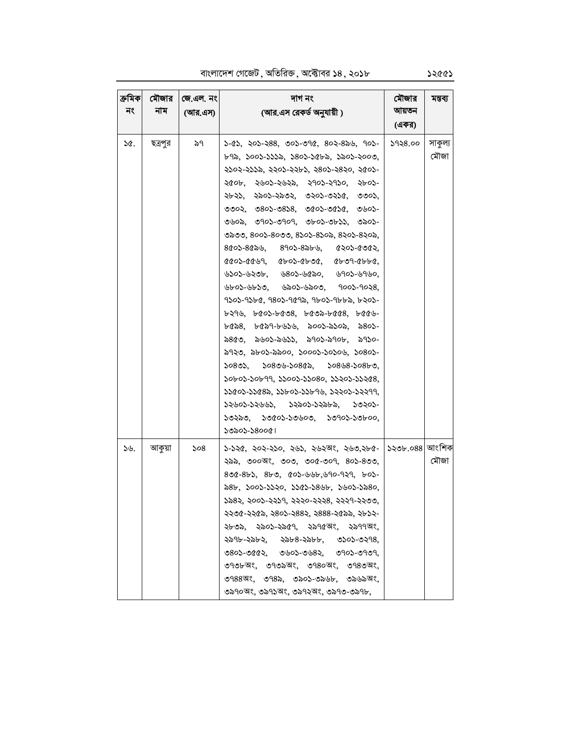| ক্রমিক নং | মৌজার নাম | জে.এল. নং (আর.এস) | দাগ নং (আর.এস রেকর্ড অনুযায়ী ) | মৌজার আয়তন (একর) | মন্তব্য |
|---|---|---|---|---|---|
| ১৫. | ছত্রপুর | ৯৭ | ১-৫১, ২০১-২৪৪, ৩০১-৩৭৫, ৪০২-৪৯৬, ৭০১-৮৭৯, ১০০১-১১১৯, ১৪০১-১৫৮৯, ১৯০১-২০০৩, ২১০২-২১১৯, ২২০১-২২৮১, ২৪০১-২৪২০, ২৫০১-২৫০৮, ২৬০১-২৬২৯, ২৭০১-২৭১০, ২৮০১-২৮২১, ২৯০১-২৯০২, ৩২০১-৩২১৫, ৩৩০১, ৩৩০২, ৩৪০১-৩৪১৪, ৩৫০১-৩৫১৫, ৩৬০১-৩৬০৯, ৩৭০১-৩৭০৭, ৩৮০১-৩৮১১, ৩৯০১-৩৯৩৩, ৪০০১-৪০৩৩, ৪১০১-৪১০৯, ৪২০১-৪২০৯, ৪৫০১-৪৫৯৬, ৪৭০১-৪৯৮৬, ৫২০১-৫৩৫২, ৫৫০১-৫৫৬৭, ৫৮০১-৫৮৩৫, ৫৮৩৭-৫৮৮৫, ৬১০১-৬২৩৮, ৬৪০১-৬৫৯০, ৬৭০১-৬৭৬০, ৬৮০১-৬৮১৩, ৬৯০১-৬৯০৩, ৭০০১-৭০২৪, ৭১০১-৭১৮৫, ৭৪০১-৭৫৭৯, ৭৮০১-৭৮৮৯, ৮২০১-৮২৭৬, ৮৫০১-৮৫৩৪, ৮৫৩৯-৮৫৫৪, ৮৫৫৬-৮৫৯৪, ৮৫৯৭-৮৬১৬, ৯০০১-৯১০৯, ৯৪০১-৯৪৫৩, ৯৬০১-৯৬১১, ৯৭০১-৯৭০৮, ৯৭১০-৯৭২৩, ৯৮০১-৯৯০০, ১০০০১-১০১০৬, ১০৪০১-১০৪৩১, ১০৪৩৬-১০৪৫৯, ১০৪৬৪-১০৪৮৩, ১০৮০১-১০৮৭৭, ১১০০১-১১০৪০, ১১২০১-১১২৫৪, ১১৫০১-১১৫৪৯, ১১৮০১-১১৮৭৬, ১২২০১-১২২৭৭, ১২৬০১-১২৬৬১, ১২৯০১-১২৯৮৯, ১৩২০১-১৩২৯৩, ১৩৫০১-১৩৬০৩, ১৩৭০১-১৩৮০০, ১৩৯০১-১৪০০৫। | ১৭২৪.০০ | সাকুল্য মৌজা |
| ১৬. | আকুয়া | ১০৪ | ১-১২৫, ২০২-২১০, ২৬১, ২৬২অং, ২৬৩,২৮৫-২৯৯, ৩০০অং, ৩০৩, ৩০৫-৩০৭, ৪০১-৪৩৩, ৪৩৫-৪৮১, ৪৮৩, ৫০১-৬৬৮,৬৭০-৭২৭, ৮০১-৯৪৮, ১০০১-১১২০, ১১৫১-১৪৬৮, ১৬০১-১৯৪০, ১৯৪২, ২০০১-২২১৭, ২২২০-২২২৪, ২২২৭-২২৩৩, ২২৩৫-২২৫৯, ২৪০১-২৪৪২, ২৪৪৪-২৫৯৯, ২৮১২-২৮৩৯, ২৯০১-২৯৫৭, ২৯৭৫অং, ২৯৭৭অং, ২৯৭৮-২৯৮২, ২৯৮৪-২৯৮৮, ৩১০১-৩২৭৪, ৩৪০১-৩৫৫২, ৩৬০১-৩৬৪২, ৩৭০১-৩৭৩৭, ৩৭৩৮অং, ৩৭৩৯অং, ৩৭৪০অং, ৩৭৪৩অং, ৩৭৪৪অং, ৩৭৪৯, ৩৯০১-৩৯৬৮, ৩৯৬৯অং, ৩৯৭০অং, ৩৯৭১অং, ৩৯৭২অং, ৩৯৭৩-৩৯৭৮, | ১২৩৮.০৪৪ | আংশিক মৌজা |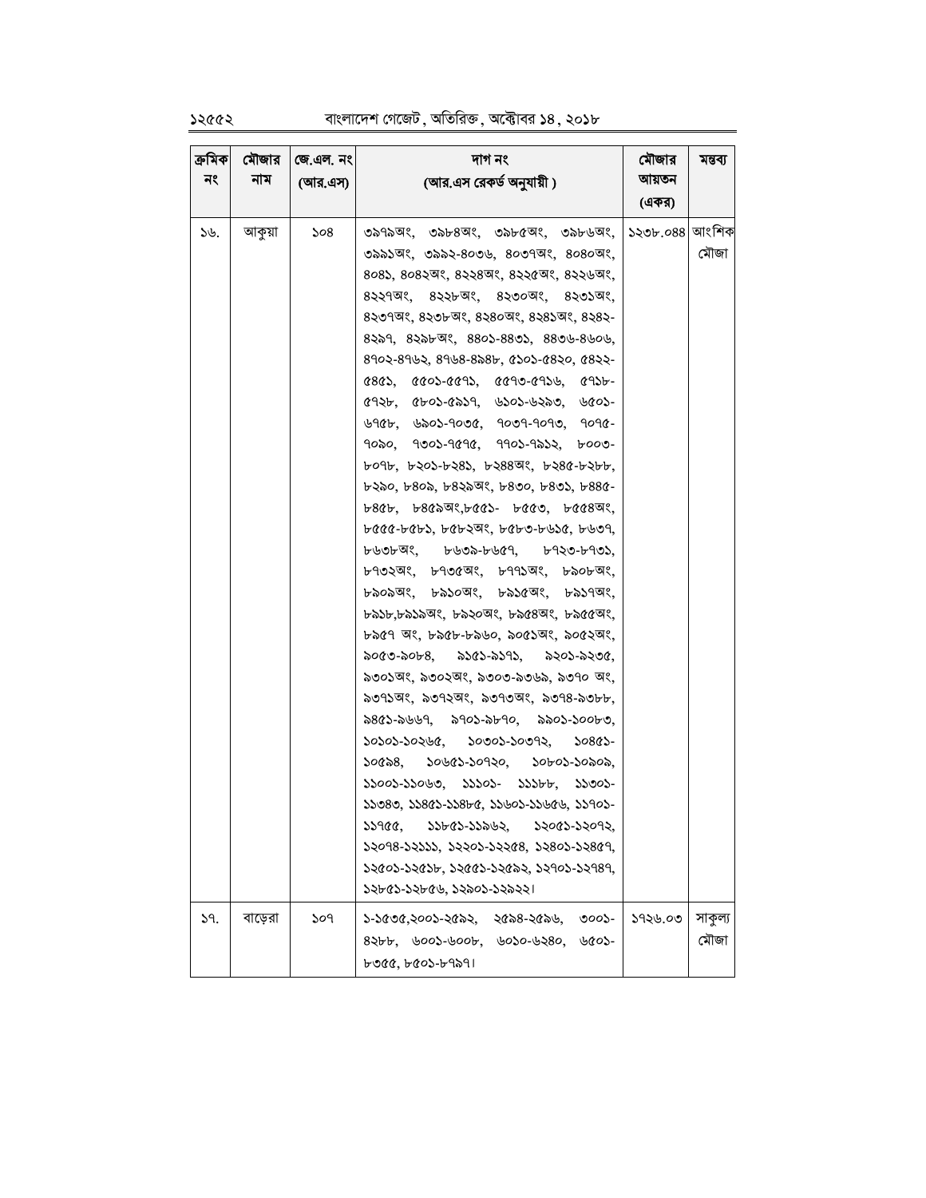| ক্রমিক নং | মৌজার নাম | জে.এল. নং (আর.এস) | দাগ নং (আর.এস রেকর্ড অনুযায়ী ) | মৌজার আয়তন (একর) | মন্তব্য |
| --- | --- | --- | --- | --- | --- |
| ১৬. | আকুয়া | ১০৪ | ৩৯৭৯অং, ৩৯৮৪অং, ৩৯৮৫অং, ৩৯৮৬অং, ৩৯৯১অং, ৩৯৯২-৪০৩৬, ৪০৩৭অং, ৪০৪০অং, ৪০৪১, ৪০৪২অং, ৪২২৪অং, ৪২২৫অং, ৪২২৬অং, ৪২২৭অং, ৪২২৮অং, ৪২৩০অং, ৪২৩১অং, ৪২৩৭অং, ৪২৩৮অং, ৪২৪০অং, ৪২৪১অং, ৪২৪২-৪২৯৭, ৪২৯৮অং, ৪৪০১-৪৪৩১, ৪৪৩৬-৪৬০৬, ৪৭০২-৪৭৬২, ৪৭৬৪-৪৯৪৮, ৫১০১-৫৪২০, ৫৪২২-৫৪৫১, ৫৫০১-৫৫৭১, ৫৫৭৩-৫৭১৬, ৫৭১৮-৫৭২৮, ৫৮০১-৫৯১৭, ৬১০১-৬২৯৩, ৬৫০১-৬৭৫৮, ৬৯০১-৭০৩৫, ৭০৩৭-৭০৭৩, ৭০৭৫-৭০৯০, ৭৩০১-৭৫৭৫, ৭৭০১-৭৯১২, ৮০০৩-৮০৭৮, ৮২০১-৮২৪১, ৮২৪৪অং, ৮২৪৫-৮২৮৮, ৮২৯০, ৮৪০৯, ৮৪২৯অং, ৮৪৩০, ৮৪৩১, ৮৪৪৫-৮৪৫৮, ৮৪৫৯অং,৮৫৫১- ৮৫৫৩, ৮৫৫৪অং, ৮৫৫৫-৮৫৮১, ৮৫৮২অং, ৮৫৮৩-৮৬১৫, ৮৬৩৭, ৮৬৩৮অং, ৮৬৩৯-৮৬৫৭, ৮৭২৩-৮৭৩১, ৮৭৩২অং, ৮৭৩৫অং, ৮৭৭১অং, ৮৯০৮অং, ৮৯০৯অং, ৮৯১০অং, ৮৯১৫অং, ৮৯১৭অং, ৮৯১৮,৮৯১৯অং, ৮৯২০অং, ৮৯৫৪অং, ৮৯৫৫অং, ৮৯৫৭ অং, ৮৯৫৮-৮৯৬০, ৯০৫১অং, ৯০৫২অং, ৯০৫৩-৯০৮৪, ৯১৫১-৯১৭১, ৯২০১-৯২৩৫, ৯৩০১অং, ৯৩০২অং, ৯৩০৩-৯৩৬৯, ৯৩৭০ অং, ৯৩৭১অং, ৯৩৭২অং, ৯৩৭৩অং, ৯৩৭৪-৯৩৮৮, ৯৪৫১-৯৬৬৭, ৯৭০১-৯৮৭০, ৯৯০১-১০০৮৩, ১০১০১-১০২৬৫, ১০৩০১-১০৩৭২, ১০৪৫১-১০৫৯৪, ১০৬৫১-১০৭২০, ১০৮০১-১০৯০৯, ১১০০১-১১০৬৩, ১১১০১- ১১১৮৮, ১১৩০১-১১৩৪৩, ১১৪৫১-১১৪৮৫, ১১৬০১-১১৬৫৬, ১১৭০১-১১৭৫৫, ১১৮৫১-১১৯৬২, ১২০৫১-১২০৭২, ১২০৭৪-১২১১১, ১২২০১-১২২৫৪, ১২৪০১-১২৪৫৭, ১২৫০১-১২৫১৮, ১২৫৫১-১২৫৯২, ১২৭০১-১২৭৪৭, ১২৮৫১-১২৮৫৬, ১২৯০১-১২৯২২। | ১২৩৮.০৪৪ | আংশিক মৌজা |
| ১৭. | বাড়েরা | ১০৭ | ১-১৫৩৫,২০০১-২৫৯২, ২৫৯৪-২৫৯৬, ৩০০১-৪২৮৮, ৬০০১-৬০০৮, ৬০১০-৬২৪০, ৬৫০১-৮৩৫৫, ৮৫০১-৮৭৯৭। | ১৭২৬.০৩ | সাকুল্য মৌজা |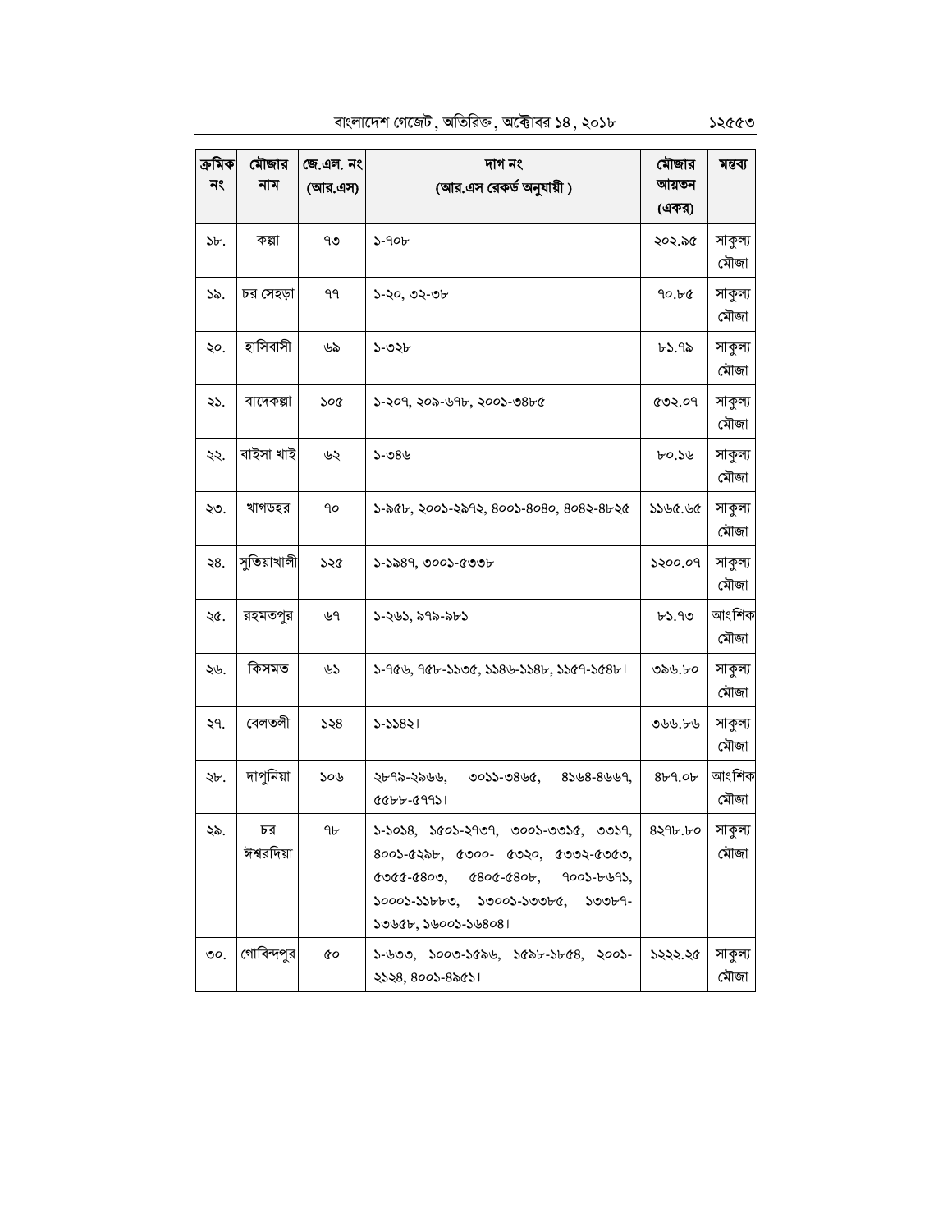| ক্রমিক নং | মৌজার নাম | জে.এল. নং (আর.এস) | দাগ নং (আর.এস রেকর্ড অনুযায়ী ) | মৌজার আয়তন (একর) | মন্তব্য |
|---|---|---|---|---|---|
| ১৮. | কল্লা | ৭৩ | ১-৭০৮ | ২০২.৯৫ | সাকুল্য মৌজা |
| ১৯. | চর সেহড়া | ৭৭ | ১-২০, ৩২-৩৮ | ৭০.৮৫ | সাকুল্য মৌজা |
| ২০. | হাসিবাসী | ৬৯ | ১-৩২৮ | ৮১.৭৯ | সাকুল্য মৌজা |
| ২১. | বাদেকল্লা | ১০৫ | ১-২০৭, ২০৯-৬৭৮, ২০০১-৩৪৮৫ | ৫৩২.০৭ | সাকুল্য মৌজা |
| ২২. | বাইসা খাই | ৬২ | ১-৩৪৬ | ৮০.১৬ | সাকুল্য মৌজা |
| ২৩. | খাগডহর | ৭০ | ১-৯৫৮, ২০০১-২৯৭২, ৪০০১-৪০৪০, ৪০৪২-৪৮২৫ | ১১৬৫.৬৫ | সাকুল্য মৌজা |
| ২৪. | সুতিয়াখালী | ১২৫ | ১-১৯৪৭, ৩০০১-৫৩৩৮ | ১২০০.০৭ | সাকুল্য মৌজা |
| ২৫. | রহমতপুর | ৬৭ | ১-২৬১, ৯৭৯-৯৮১ | ৮১.৭৩ | আংশিক মৌজা |
| ২৬. | কিসমত | ৬১ | ১-৭৫৬, ৭৫৮-১১৩৫, ১১৪৬-১১৪৮, ১১৫৭-১৫৪৮। | ৩৯৬.৮০ | সাকুল্য মৌজা |
| ২৭. | বেলতলী | ১২৪ | ১-১১৪২। | ৩৬৬.৮৬ | সাকুল্য মৌজা |
| ২৮. | দাপুনিয়া | ১০৬ | ২৮৭৯-২৯৬৬, ৩০১১-৩৪৬৫, ৪১৬৪-৪৬৬৭, ৫৫৮৮-৫৭৭১। | ৪৮৭.০৮ | আংশিক মৌজা |
| ২৯. | চর ঈশ্বরদিয়া | ৭৮ | ১-১০১৪, ১৫০১-২৭৩৭, ৩০০১-৩৩১৫, ৩৩১৭, ৪০০১-৫২৯৮, ৫৩০০- ৫৩২০, ৫৩৩২-৫৩৫৩, ৫৩৫৫-৫৪০৩, ৫৪০৫-৫৪০৮, ৭০০১-৮৬৭১, ১০০০১-১১৮৮৩, ১৩০০১-১৩৩৮৫, ১৩৩৮৭-১৩৬৫৮, ১৬০০১-১৬৪০৪। | ৪২৭৮.৮০ | সাকুল্য মৌজা |
| ৩০. | গোবিন্দপুর | ৫০ | ১-৬৩৩, ১০০৩-১৫৯৬, ১৫৯৮-১৮৫৪, ২০০১-২১২৪, ৪০০১-৪৯৫১। | ১২২২.২৫ | সাকুল্য মৌজা |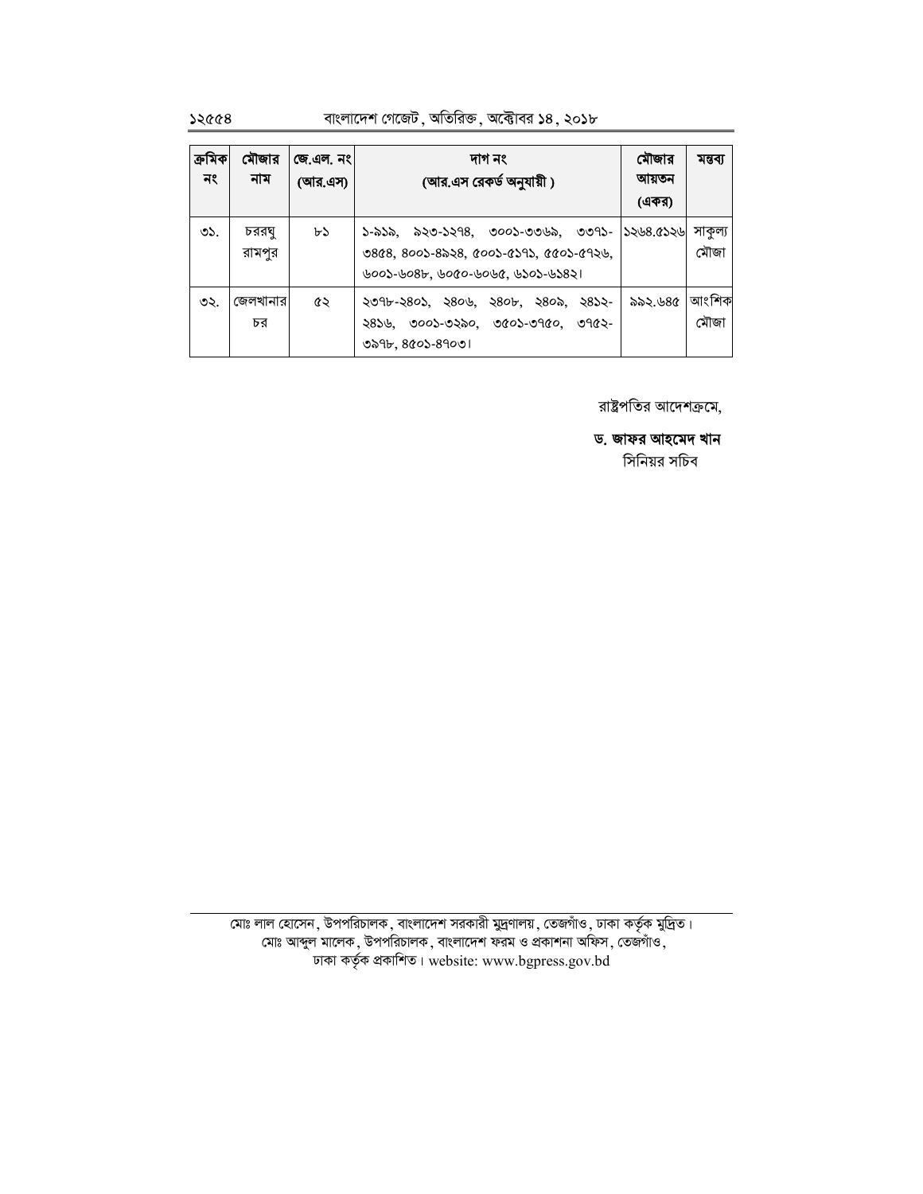| ক্রমিক নং | মৌজার নাম | জে.এল. নং (আর.এস) | দাগ নং (আর.এস রেকর্ড অনুযায়ী ) | মৌজার আয়তন (একর) | মন্তব্য |
|---|---|---|---|---|---|
| ৩১. | চররঘু রামপুর | ৮১ | ১-৯১৯, ৯২৩-১২৭৪, ৩০০১-৩৩৬৯, ৩৩৭১-৩৪৫৪, ৪০০১-৪৯২৪, ৫০০১-৫১৭১, ৫৫০১-৫৭২৬, ৬০০১-৬০৪৮, ৬০৫০-৬০৬৫, ৬১০১-৬১৪২। | ১২৬৪.৫১২৬ | সাকুল্য মৌজা |
| ৩২. | জেলখানার চর | ৫২ | ২৩৭৮-২৪০১, ২৪০৬, ২৪০৮, ২৪০৯, ২৪১২-২৪১৬, ৩০০১-৩২৯০, ৩৫০১-৩৭৫০, ৩৭৫২-৩৯৭৮, ৪৫০১-৪৭০৩। | ৯৯২.৬৪৫ | আংশিক মৌজা |

রাষ্ট্রপতির আদেশক্রমে,

**ড. জাফর আহমেদ খান**
সিনিয়র সচিব

মোঃ লাল হোসেন, উপপরিচালক, বাংলাদেশ সরকারী মুদ্রণালয়, তেজগাঁও, ঢাকা কর্তৃক মুদ্রিত।
মোঃ আব্দুল মালেক, উপপরিচালক, বাংলাদেশ ফরম ও প্রকাশনা অফিস, তেজগাঁও,
ঢাকা কর্তৃক প্রকাশিত। website: www.bgpress.gov.bd